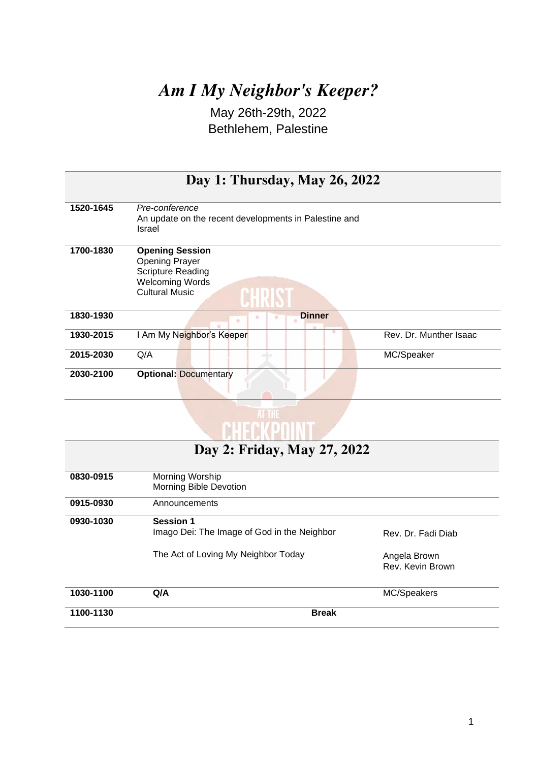# *Am I My Neighbor's Keeper?*

May 26th-29th, 2022
Bethlehem, Palestine

## Day 1: Thursday, May 26, 2022

| | | |
|---|---|---|
| **1520-1645** | *Pre-conference*<br>An update on the recent developments in Palestine and Israel | |
| **1700-1830** | **Opening Session**<br>Opening Prayer<br>Scripture Reading<br>Welcoming Words<br>Cultural Music | |
| **1830-1930** | **Dinner** | |
| **1930-2015** | I Am My Neighbor's Keeper | Rev. Dr. Munther Isaac |
| **2015-2030** | Q/A | MC/Speaker |
| **2030-2100** | **Optional:** Documentary | |

## Day 2: Friday, May 27, 2022

| | | |
|---|---|---|
| **0830-0915** | Morning Worship<br>Morning Bible Devotion | |
| **0915-0930** | Announcements | |
| **0930-1030** | **Session 1**<br>Imago Dei: The Image of God in the Neighbor<br><br>The Act of Loving My Neighbor Today | Rev. Dr. Fadi Diab<br><br>Angela Brown<br>Rev. Kevin Brown |
| **1030-1100** | **Q/A** | MC/Speakers |
| **1100-1130** | **Break** | |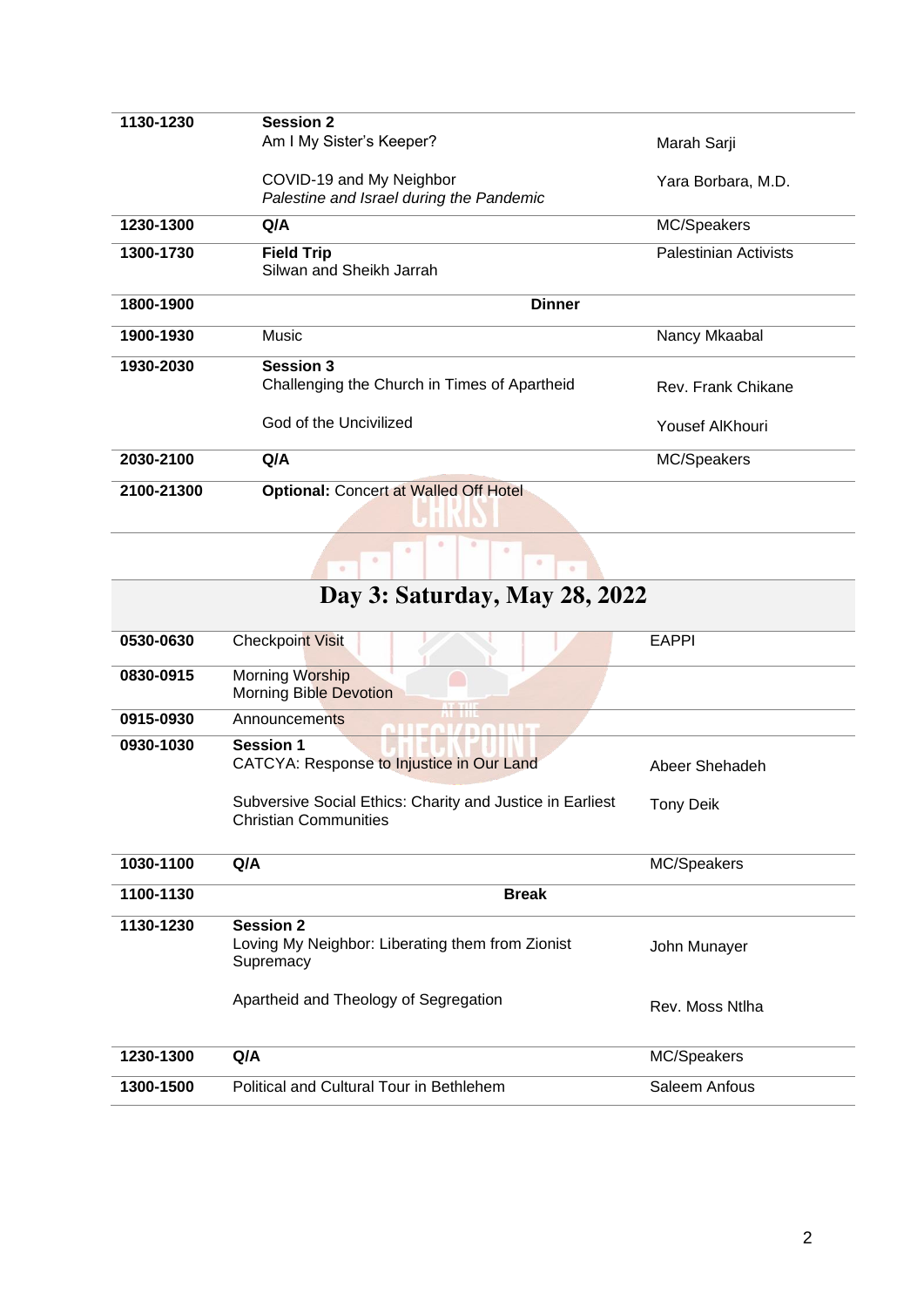| | | |
|---|---|---|
| **1130-1230** | **Session 2**<br>Am I My Sister's Keeper?<br><br>COVID-19 and My Neighbor<br>*Palestine and Israel during the Pandemic* | Marah Sarji<br><br>Yara Borbara, M.D. |
| **1230-1300** | **Q/A** | MC/Speakers |
| **1300-1730** | **Field Trip**<br>Silwan and Sheikh Jarrah | Palestinian Activists |
| **1800-1900** | **Dinner** | |
| **1900-1930** | Music | Nancy Mkaabal |
| **1930-2030** | **Session 3**<br>Challenging the Church in Times of Apartheid<br><br>God of the Uncivilized | Rev. Frank Chikane<br><br>Yousef AlKhouri |
| **2030-2100** | **Q/A** | MC/Speakers |
| **2100-21300** | **Optional:** Concert at Walled Off Hotel | |

# Day 3: Saturday, May 28, 2022

| | | |
|---|---|---|
| **0530-0630** | Checkpoint Visit | EAPPI |
| **0830-0915** | Morning Worship<br>Morning Bible Devotion | |
| **0915-0930** | Announcements | |
| **0930-1030** | **Session 1**<br>CATCYA: Response to Injustice in Our Land<br><br>Subversive Social Ethics: Charity and Justice in Earliest Christian Communities | Abeer Shehadeh<br><br>Tony Deik |
| **1030-1100** | **Q/A** | MC/Speakers |
| **1100-1130** | **Break** | |
| **1130-1230** | **Session 2**<br>Loving My Neighbor: Liberating them from Zionist Supremacy<br><br>Apartheid and Theology of Segregation | John Munayer<br><br>Rev. Moss Ntlha |
| **1230-1300** | **Q/A** | MC/Speakers |
| **1300-1500** | Political and Cultural Tour in Bethlehem | Saleem Anfous |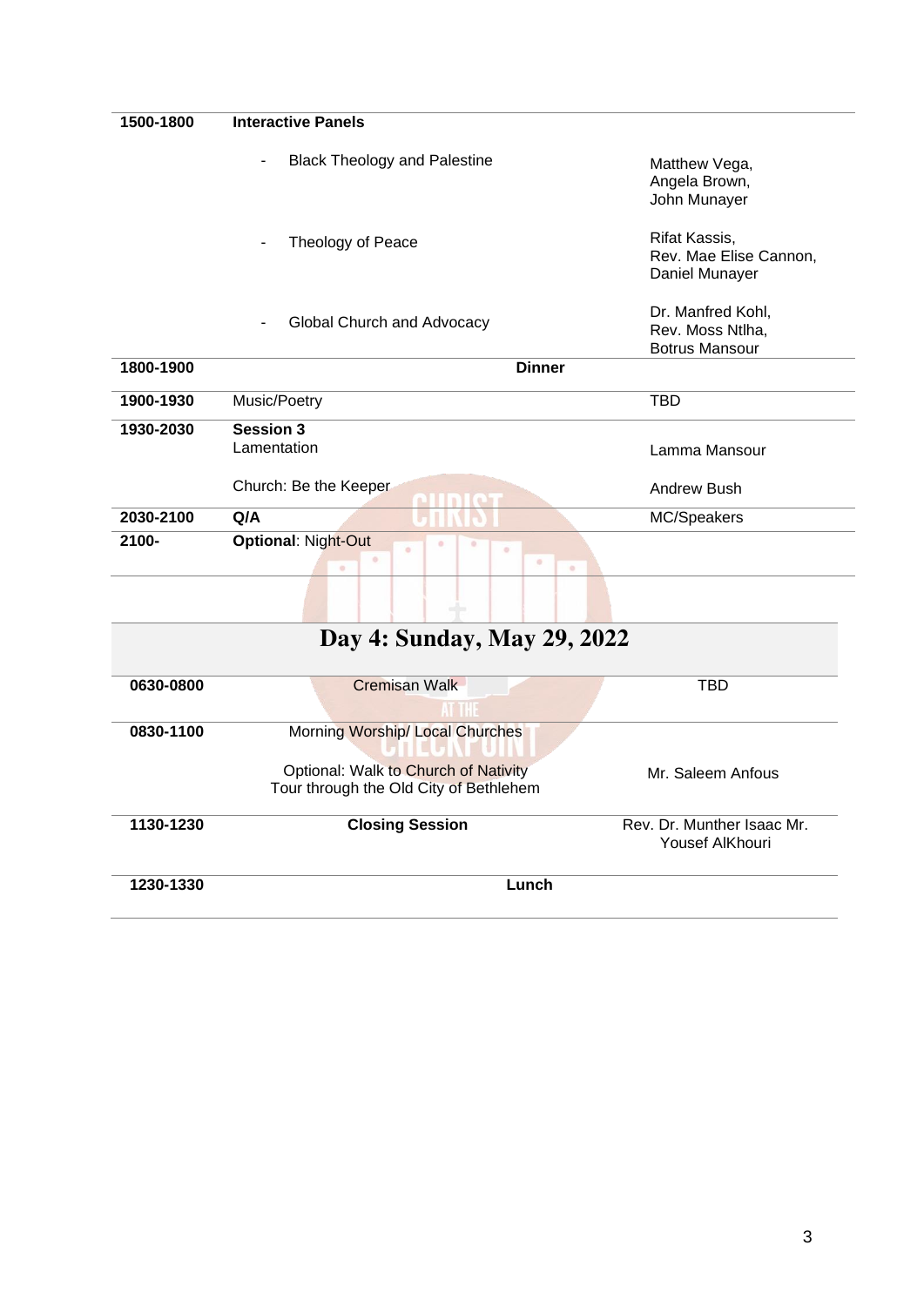| | | |
|---|---|---|
| **1500-1800** | **Interactive Panels** | |
| | - Black Theology and Palestine | Matthew Vega, Angela Brown, John Munayer |
| | - Theology of Peace | Rifat Kassis, Rev. Mae Elise Cannon, Daniel Munayer |
| | - Global Church and Advocacy | Dr. Manfred Kohl, Rev. Moss Ntlha, Botrus Mansour |
| **1800-1900** | **Dinner** | |
| **1900-1930** | Music/Poetry | TBD |
| **1930-2030** | **Session 3** Lamentation | Lamma Mansour |
| | Church: Be the Keeper | Andrew Bush |
| **2030-2100** | **Q/A** | MC/Speakers |
| **2100-** | **Optional**: Night-Out | |

## Day 4: Sunday, May 29, 2022

| | | |
|---|---|---|
| **0630-0800** | Cremisan Walk | TBD |
| **0830-1100** | Morning Worship/ Local Churches | |
| | Optional: Walk to Church of Nativity Tour through the Old City of Bethlehem | Mr. Saleem Anfous |
| **1130-1230** | **Closing Session** | Rev. Dr. Munther Isaac Mr. Yousef AlKhouri |
| **1230-1330** | **Lunch** | |